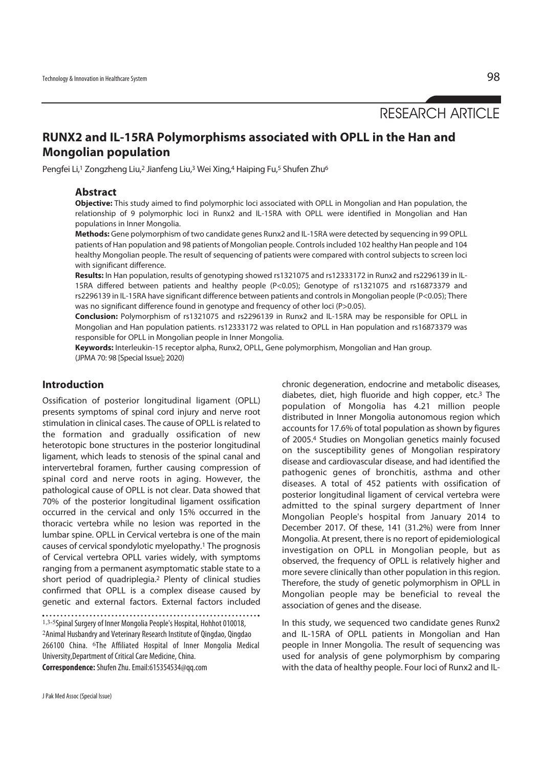RESEARCH ARTICLE

# RUNX2 and IL-15RA Polymorphisms associated with OPLL in the Han and Mongolian population

Pengfei Li,[1] Zongzheng Liu,[2] Jianfeng Liu,[3] Wei Xing,[4] Haiping Fu,[5] Shufen Zhu[6]

## Abstract

**Objective:** This study aimed to find polymorphic loci associated with OPLL in Mongolian and Han population, the relationship of 9 polymorphic loci in Runx2 and IL-15RA with OPLL were identified in Mongolian and Han populations in Inner Mongolia.

**Methods:** Gene polymorphism of two candidate genes Runx2 and IL-15RA were detected by sequencing in 99 OPLL patients of Han population and 98 patients of Mongolian people. Controls included 102 healthy Han people and 104 healthy Mongolian people. The result of sequencing of patients were compared with control subjects to screen loci with significant difference.

**Results:** In Han population, results of genotyping showed rs1321075 and rs12333172 in Runx2 and rs2296139 in IL-15RA differed between patients and healthy people ($P<0.05$); Genotype of rs1321075 and rs16873379 and rs2296139 in IL-15RA have significant difference between patients and controls in Mongolian people ($P<0.05$); There was no significant difference found in genotype and frequency of other loci ($P>0.05$).

**Conclusion:** Polymorphism of rs1321075 and rs2296139 in Runx2 and IL-15RA may be responsible for OPLL in Mongolian and Han population patients. rs12333172 was related to OPLL in Han population and rs16873379 was responsible for OPLL in Mongolian people in Inner Mongolia.

**Keywords:** Interleukin-15 receptor alpha, Runx2, OPLL, Gene polymorphism, Mongolian and Han group.

(JPMA 70: 98 [Special Issue]; 2020)

## Introduction

Ossification of posterior longitudinal ligament (OPLL) presents symptoms of spinal cord injury and nerve root stimulation in clinical cases. The cause of OPLL is related to the formation and gradually ossification of new heterotopic bone structures in the posterior longitudinal ligament, which leads to stenosis of the spinal canal and intervertebral foramen, further causing compression of spinal cord and nerve roots in aging. However, the pathological cause of OPLL is not clear. Data showed that 70% of the posterior longitudinal ligament ossification occurred in the cervical and only 15% occurred in the thoracic vertebra while no lesion was reported in the lumbar spine. OPLL in Cervical vertebra is one of the main causes of cervical spondylotic myelopathy.[1] The prognosis of Cervical vertebra OPLL varies widely, with symptoms ranging from a permanent asymptomatic stable state to a short period of quadriplegia.[2] Plenty of clinical studies confirmed that OPLL is a complex disease caused by genetic and external factors. External factors included chronic degeneration, endocrine and metabolic diseases, diabetes, diet, high fluoride and high copper, etc.[3] The population of Mongolia has 4.21 million people distributed in Inner Mongolia autonomous region which accounts for 17.6% of total population as shown by figures of 2005.[4] Studies on Mongolian genetics mainly focused on the susceptibility genes of Mongolian respiratory disease and cardiovascular disease, and had identified the pathogenic genes of bronchitis, asthma and other diseases. A total of 452 patients with ossification of posterior longitudinal ligament of cervical vertebra were admitted to the spinal surgery department of Inner Mongolian People's hospital from January 2014 to December 2017. Of these, 141 (31.2%) were from Inner Mongolia. At present, there is no report of epidemiological investigation on OPLL in Mongolian people, but as observed, the frequency of OPLL is relatively higher and more severe clinically than other population in this region. Therefore, the study of genetic polymorphism in OPLL in Mongolian people may be beneficial to reveal the association of genes and the disease.

In this study, we sequenced two candidate genes Runx2 and IL-15RA of OPLL patients in Mongolian and Han people in Inner Mongolia. The result of sequencing was used for analysis of gene polymorphism by comparing with the data of healthy people. Four loci of Runx2 and IL-

[1,3-5]Spinal Surgery of Inner Mongolia People's Hospital, Hohhot 010018, [2]Animal Husbandry and Veterinary Research Institute of Qingdao, Qingdao 266100 China. [6]The Affiliated Hospital of Inner Mongolia Medical University,Department of Critical Care Medicine, China.

**Correspondence:** Shufen Zhu. Email:615354534@qq.com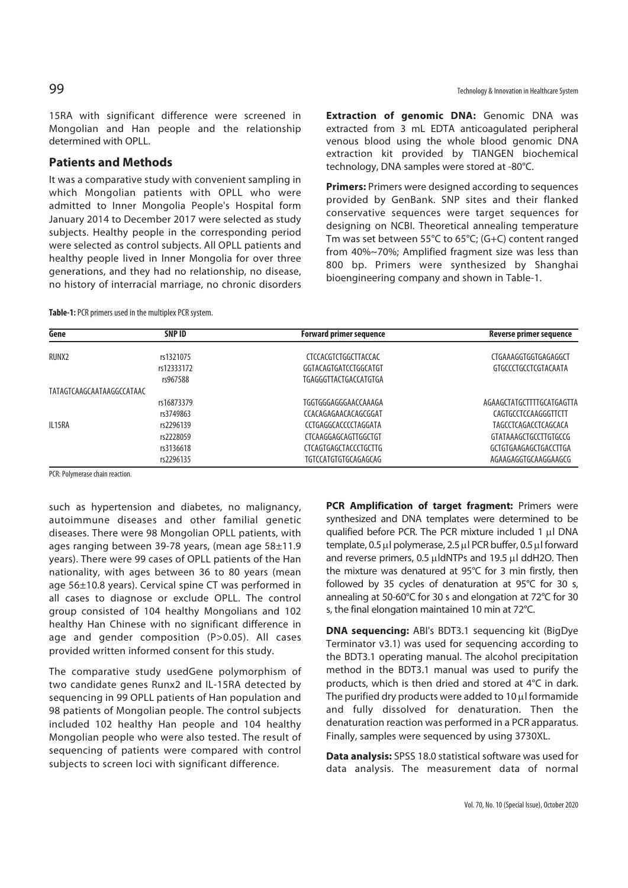15RA with significant difference were screened in Mongolian and Han people and the relationship determined with OPLL.

## Patients and Methods

It was a comparative study with convenient sampling in which Mongolian patients with OPLL who were admitted to Inner Mongolia People's Hospital form January 2014 to December 2017 were selected as study subjects. Healthy people in the corresponding period were selected as control subjects. All OPLL patients and healthy people lived in Inner Mongolia for over three generations, and they had no relationship, no disease, no history of interracial marriage, no chronic disorders such as hypertension and diabetes, no malignancy, autoimmune diseases and other familial genetic diseases. There were 98 Mongolian OPLL patients, with ages ranging between 39-78 years, (mean age 58±11.9 years). There were 99 cases of OPLL patients of the Han nationality, with ages between 36 to 80 years (mean age 56±10.8 years). Cervical spine CT was performed in all cases to diagnose or exclude OPLL. The control group consisted of 104 healthy Mongolians and 102 healthy Han Chinese with no significant difference in age and gender composition ($P>0.05$). All cases provided written informed consent for this study.

The comparative study usedGene polymorphism of two candidate genes Runx2 and IL-15RA detected by sequencing in 99 OPLL patients of Han population and 98 patients of Mongolian people. The control subjects included 102 healthy Han people and 104 healthy Mongolian people who were also tested. The result of sequencing of patients were compared with control subjects to screen loci with significant difference.

**Extraction of genomic DNA:** Genomic DNA was extracted from 3 mL EDTA anticoagulated peripheral venous blood using the whole blood genomic DNA extraction kit provided by TIANGEN biochemical technology, DNA samples were stored at -80°C.

**Primers:** Primers were designed according to sequences provided by GenBank. SNP sites and their flanked conservative sequences were target sequences for designing on NCBI. Theoretical annealing temperature Tm was set between 55°C to 65°C; (G+C) content ranged from 40%~70%; Amplified fragment size was less than 800 bp. Primers were synthesized by Shanghai bioengineering company and shown in Table-1.

**Table-1:** PCR primers used in the multiplex PCR system.

| Gene | SNP ID | Forward primer sequence | Reverse primer sequence |
|---|---|---|---|
| RUNX2 | rs1321075 | CTCCACGTCTGGCTTACCAC | CTGAAAGGTGGTGAGAGGCT |
| | rs12333172 | GGTACAGTGATCCTGGCATGT | GTGCCCTGCCTCGTACAATA |
| | rs967588 | TGAGGGTTACTGACCATGTGA | |
| TATAGTCAAGCAATAAGGCCATAAC | | | |
| | rs16873379 | TGGTGGGAGGGAACCAAAGA | AGAAGCTATGCTTTTGCATGAGTTA |
| | rs3749863 | CCACAGAGAACACAGCGGAT | CAGTGCCTCCAAGGGTTCTT |
| IL15RA | rs2296139 | CCTGAGGCACCCCTAGGATA | TAGCCTCAGACCTCAGCACA |
| | rs2228059 | CTCAAGGAGCAGTTGGCTGT | GTATAAAGCTGCCTTGTGCCG |
| | rs3136618 | CTCAGTGAGCTACCCTGCTTG | GCTGTGAAGAGCTGACCTTGA |
| | rs2296135 | TGTCCATGTGTGCAGAGCAG | AGAAGAGGTGCAAGGAAGCG |

PCR: Polymerase chain reaction.

**PCR Amplification of target fragment:** Primers were synthesized and DNA templates were determined to be qualified before PCR. The PCR mixture included 1 μl DNA template, 0.5 μl polymerase, 2.5 μl PCR buffer, 0.5 μl forward and reverse primers, 0.5 μldNTPs and 19.5 μl ddH2O. Then the mixture was denatured at 95°C for 3 min firstly, then followed by 35 cycles of denaturation at 95°C for 30 s, annealing at 50-60°C for 30 s and elongation at 72°C for 30 s, the final elongation maintained 10 min at 72°C.

**DNA sequencing:** ABI's BDT3.1 sequencing kit (BigDye Terminator v3.1) was used for sequencing according to the BDT3.1 operating manual. The alcohol precipitation method in the BDT3.1 manual was used to purify the products, which is then dried and stored at 4°C in dark. The purified dry products were added to 10 μl formamide and fully dissolved for denaturation. Then the denaturation reaction was performed in a PCR apparatus. Finally, samples were sequenced by using 3730XL.

**Data analysis:** SPSS 18.0 statistical software was used for data analysis. The measurement data of normal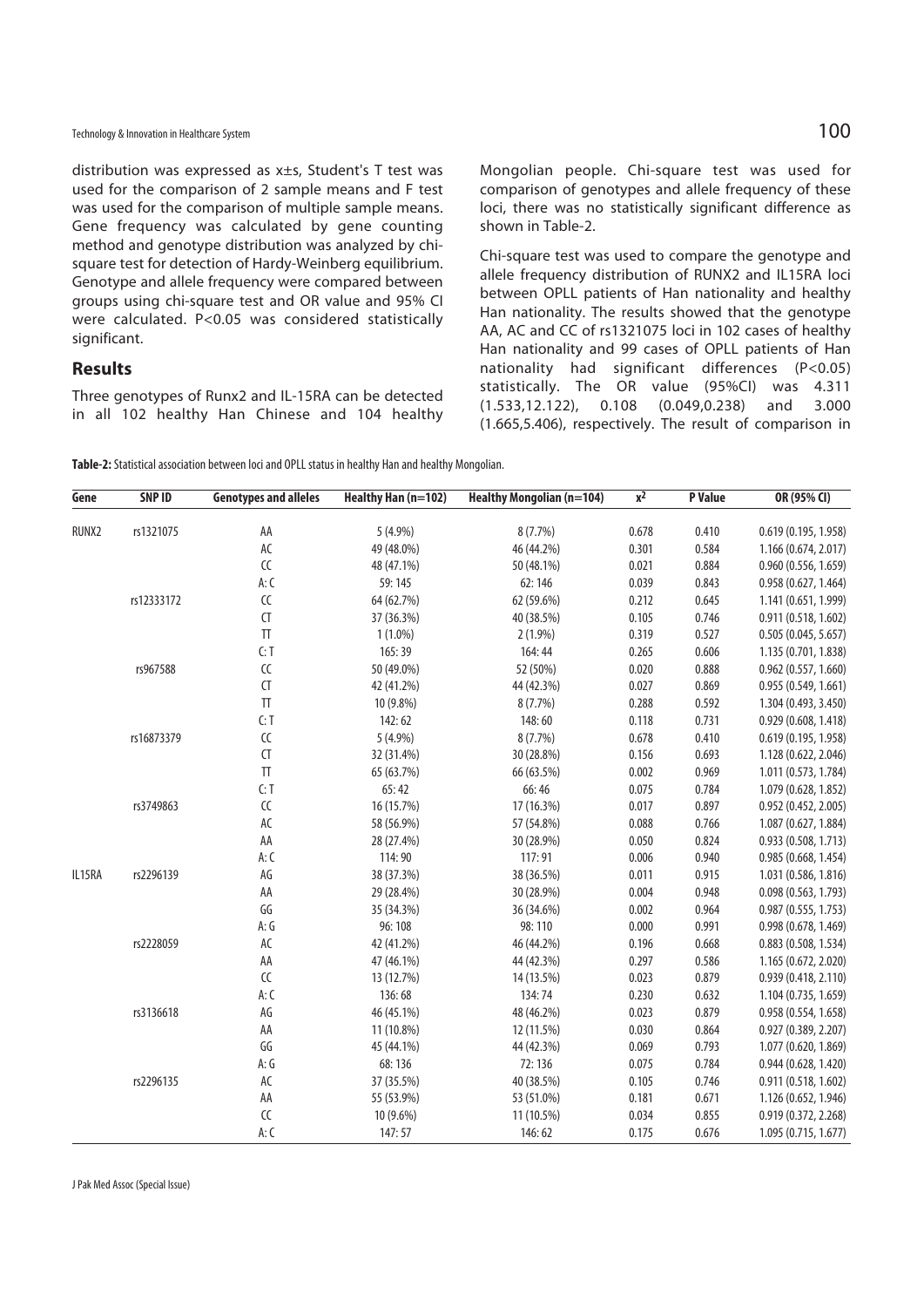distribution was expressed as x±s, Student's T test was used for the comparison of 2 sample means and F test was used for the comparison of multiple sample means. Gene frequency was calculated by gene counting method and genotype distribution was analyzed by chi-square test for detection of Hardy-Weinberg equilibrium. Genotype and allele frequency were compared between groups using chi-square test and OR value and 95% CI were calculated. P<0.05 was considered statistically significant.

## Results

Three genotypes of Runx2 and IL-15RA can be detected in all 102 healthy Han Chinese and 104 healthy Mongolian people. Chi-square test was used for comparison of genotypes and allele frequency of these loci, there was no statistically significant difference as shown in Table-2.

Chi-square test was used to compare the genotype and allele frequency distribution of RUNX2 and IL15RA loci between OPLL patients of Han nationality and healthy Han nationality. The results showed that the genotype AA, AC and CC of rs1321075 loci in 102 cases of healthy Han nationality and 99 cases of OPLL patients of Han nationality had significant differences (P<0.05) statistically. The OR value (95%CI) was 4.311 (1.533,12.122), 0.108 (0.049,0.238) and 3.000 (1.665,5.406), respectively. The result of comparison in

**Table-2:** Statistical association between loci and OPLL status in healthy Han and healthy Mongolian.

| Gene | SNP ID | Genotypes and alleles | Healthy Han (n=102) | Healthy Mongolian (n=104) | $x^2$ | P Value | OR (95% CI) |
|---|---|---|---|---|---|---|---|
| RUNX2 | rs1321075 | AA | 5 (4.9%) | 8 (7.7%) | 0.678 | 0.410 | 0.619 (0.195, 1.958) |
| | | AC | 49 (48.0%) | 46 (44.2%) | 0.301 | 0.584 | 1.166 (0.674, 2.017) |
| | | CC | 48 (47.1%) | 50 (48.1%) | 0.021 | 0.884 | 0.960 (0.556, 1.659) |
| | | A: C | 59: 145 | 62: 146 | 0.039 | 0.843 | 0.958 (0.627, 1.464) |
| | rs12333172 | CC | 64 (62.7%) | 62 (59.6%) | 0.212 | 0.645 | 1.141 (0.651, 1.999) |
| | | CT | 37 (36.3%) | 40 (38.5%) | 0.105 | 0.746 | 0.911 (0.518, 1.602) |
| | | TT | 1 (1.0%) | 2 (1.9%) | 0.319 | 0.527 | 0.505 (0.045, 5.657) |
| | | C: T | 165: 39 | 164: 44 | 0.265 | 0.606 | 1.135 (0.701, 1.838) |
| | rs967588 | CC | 50 (49.0%) | 52 (50%) | 0.020 | 0.888 | 0.962 (0.557, 1.660) |
| | | CT | 42 (41.2%) | 44 (42.3%) | 0.027 | 0.869 | 0.955 (0.549, 1.661) |
| | | TT | 10 (9.8%) | 8 (7.7%) | 0.288 | 0.592 | 1.304 (0.493, 3.450) |
| | | C: T | 142: 62 | 148: 60 | 0.118 | 0.731 | 0.929 (0.608, 1.418) |
| | rs16873379 | CC | 5 (4.9%) | 8 (7.7%) | 0.678 | 0.410 | 0.619 (0.195, 1.958) |
| | | CT | 32 (31.4%) | 30 (28.8%) | 0.156 | 0.693 | 1.128 (0.622, 2.046) |
| | | TT | 65 (63.7%) | 66 (63.5%) | 0.002 | 0.969 | 1.011 (0.573, 1.784) |
| | | C: T | 65: 42 | 66: 46 | 0.075 | 0.784 | 1.079 (0.628, 1.852) |
| | rs3749863 | CC | 16 (15.7%) | 17 (16.3%) | 0.017 | 0.897 | 0.952 (0.452, 2.005) |
| | | AC | 58 (56.9%) | 57 (54.8%) | 0.088 | 0.766 | 1.087 (0.627, 1.884) |
| | | AA | 28 (27.4%) | 30 (28.9%) | 0.050 | 0.824 | 0.933 (0.508, 1.713) |
| | | A: C | 114: 90 | 117: 91 | 0.006 | 0.940 | 0.985 (0.668, 1.454) |
| IL15RA | rs2296139 | AG | 38 (37.3%) | 38 (36.5%) | 0.011 | 0.915 | 1.031 (0.586, 1.816) |
| | | AA | 29 (28.4%) | 30 (28.9%) | 0.004 | 0.948 | 0.098 (0.563, 1.793) |
| | | GG | 35 (34.3%) | 36 (34.6%) | 0.002 | 0.964 | 0.987 (0.555, 1.753) |
| | | A: G | 96: 108 | 98: 110 | 0.000 | 0.991 | 0.998 (0.678, 1.469) |
| | rs2228059 | AC | 42 (41.2%) | 46 (44.2%) | 0.196 | 0.668 | 0.883 (0.508, 1.534) |
| | | AA | 47 (46.1%) | 44 (42.3%) | 0.297 | 0.586 | 1.165 (0.672, 2.020) |
| | | CC | 13 (12.7%) | 14 (13.5%) | 0.023 | 0.879 | 0.939 (0.418, 2.110) |
| | | A: C | 136: 68 | 134: 74 | 0.230 | 0.632 | 1.104 (0.735, 1.659) |
| | rs3136618 | AG | 46 (45.1%) | 48 (46.2%) | 0.023 | 0.879 | 0.958 (0.554, 1.658) |
| | | AA | 11 (10.8%) | 12 (11.5%) | 0.030 | 0.864 | 0.927 (0.389, 2.207) |
| | | GG | 45 (44.1%) | 44 (42.3%) | 0.069 | 0.793 | 1.077 (0.620, 1.869) |
| | | A: G | 68: 136 | 72: 136 | 0.075 | 0.784 | 0.944 (0.628, 1.420) |
| | rs2296135 | AC | 37 (35.5%) | 40 (38.5%) | 0.105 | 0.746 | 0.911 (0.518, 1.602) |
| | | AA | 55 (53.9%) | 53 (51.0%) | 0.181 | 0.671 | 1.126 (0.652, 1.946) |
| | | CC | 10 (9.6%) | 11 (10.5%) | 0.034 | 0.855 | 0.919 (0.372, 2.268) |
| | | A: C | 147: 57 | 146: 62 | 0.175 | 0.676 | 1.095 (0.715, 1.677) |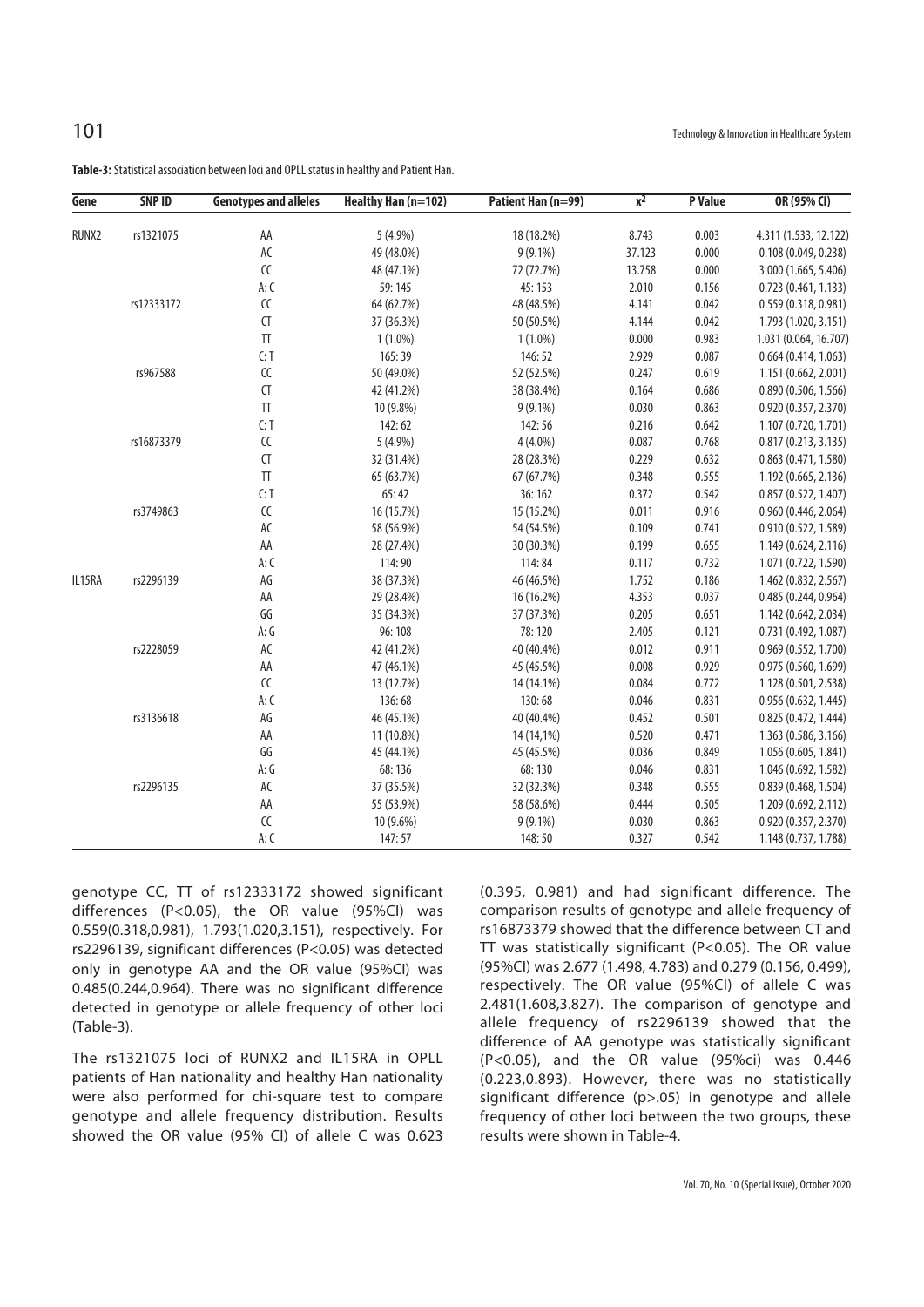**Table-3:** Statistical association between loci and OPLL status in healthy and Patient Han.

| Gene | SNP ID | Genotypes and alleles | Healthy Han (n=102) | Patient Han (n=99) | $x^2$ | P Value | OR (95% CI) |
|---|---|---|---|---|---|---|---|
| RUNX2 | rs1321075 | AA | 5 (4.9%) | 18 (18.2%) | 8.743 | 0.003 | 4.311 (1.533, 12.122) |
| | | AC | 49 (48.0%) | 9 (9.1%) | 37.123 | 0.000 | 0.108 (0.049, 0.238) |
| | | CC | 48 (47.1%) | 72 (72.7%) | 13.758 | 0.000 | 3.000 (1.665, 5.406) |
| | | A: C | 59: 145 | 45: 153 | 2.010 | 0.156 | 0.723 (0.461, 1.133) |
| | rs12333172 | CC | 64 (62.7%) | 48 (48.5%) | 4.141 | 0.042 | 0.559 (0.318, 0.981) |
| | | CT | 37 (36.3%) | 50 (50.5%) | 4.144 | 0.042 | 1.793 (1.020, 3.151) |
| | | TT | 1 (1.0%) | 1 (1.0%) | 0.000 | 0.983 | 1.031 (0.064, 16.707) |
| | | C: T | 165: 39 | 146: 52 | 2.929 | 0.087 | 0.664 (0.414, 1.063) |
| | rs967588 | CC | 50 (49.0%) | 52 (52.5%) | 0.247 | 0.619 | 1.151 (0.662, 2.001) |
| | | CT | 42 (41.2%) | 38 (38.4%) | 0.164 | 0.686 | 0.890 (0.506, 1.566) |
| | | TT | 10 (9.8%) | 9 (9.1%) | 0.030 | 0.863 | 0.920 (0.357, 2.370) |
| | | C: T | 142: 62 | 142: 56 | 0.216 | 0.642 | 1.107 (0.720, 1.701) |
| | rs16873379 | CC | 5 (4.9%) | 4 (4.0%) | 0.087 | 0.768 | 0.817 (0.213, 3.135) |
| | | CT | 32 (31.4%) | 28 (28.3%) | 0.229 | 0.632 | 0.863 (0.471, 1.580) |
| | | TT | 65 (63.7%) | 67 (67.7%) | 0.348 | 0.555 | 1.192 (0.665, 2.136) |
| | | C: T | 65: 42 | 36: 162 | 0.372 | 0.542 | 0.857 (0.522, 1.407) |
| | rs3749863 | CC | 16 (15.7%) | 15 (15.2%) | 0.011 | 0.916 | 0.960 (0.446, 2.064) |
| | | AC | 58 (56.9%) | 54 (54.5%) | 0.109 | 0.741 | 0.910 (0.522, 1.589) |
| | | AA | 28 (27.4%) | 30 (30.3%) | 0.199 | 0.655 | 1.149 (0.624, 2.116) |
| | | A: C | 114: 90 | 114: 84 | 0.117 | 0.732 | 1.071 (0.722, 1.590) |
| IL15RA | rs2296139 | AG | 38 (37.3%) | 46 (46.5%) | 1.752 | 0.186 | 1.462 (0.832, 2.567) |
| | | AA | 29 (28.4%) | 16 (16.2%) | 4.353 | 0.037 | 0.485 (0.244, 0.964) |
| | | GG | 35 (34.3%) | 37 (37.3%) | 0.205 | 0.651 | 1.142 (0.642, 2.034) |
| | | A: G | 96: 108 | 78: 120 | 2.405 | 0.121 | 0.731 (0.492, 1.087) |
| | rs2228059 | AC | 42 (41.2%) | 40 (40.4%) | 0.012 | 0.911 | 0.969 (0.552, 1.700) |
| | | AA | 47 (46.1%) | 45 (45.5%) | 0.008 | 0.929 | 0.975 (0.560, 1.699) |
| | | CC | 13 (12.7%) | 14 (14.1%) | 0.084 | 0.772 | 1.128 (0.501, 2.538) |
| | | A: C | 136: 68 | 130: 68 | 0.046 | 0.831 | 0.956 (0.632, 1.445) |
| | rs3136618 | AG | 46 (45.1%) | 40 (40.4%) | 0.452 | 0.501 | 0.825 (0.472, 1.444) |
| | | AA | 11 (10.8%) | 14 (14,1%) | 0.520 | 0.471 | 1.363 (0.586, 3.166) |
| | | GG | 45 (44.1%) | 45 (45.5%) | 0.036 | 0.849 | 1.056 (0.605, 1.841) |
| | | A: G | 68: 136 | 68: 130 | 0.046 | 0.831 | 1.046 (0.692, 1.582) |
| | rs2296135 | AC | 37 (35.5%) | 32 (32.3%) | 0.348 | 0.555 | 0.839 (0.468, 1.504) |
| | | AA | 55 (53.9%) | 58 (58.6%) | 0.444 | 0.505 | 1.209 (0.692, 2.112) |
| | | CC | 10 (9.6%) | 9 (9.1%) | 0.030 | 0.863 | 0.920 (0.357, 2.370) |
| | | A: C | 147: 57 | 148: 50 | 0.327 | 0.542 | 1.148 (0.737, 1.788) |

genotype CC, TT of rs12333172 showed significant differences (P<0.05), the OR value (95%CI) was 0.559(0.318,0.981), 1.793(1.020,3.151), respectively. For rs2296139, significant differences (P<0.05) was detected only in genotype AA and the OR value (95%CI) was 0.485(0.244,0.964). There was no significant difference detected in genotype or allele frequency of other loci (Table-3).

The rs1321075 loci of RUNX2 and IL15RA in OPLL patients of Han nationality and healthy Han nationality were also performed for chi-square test to compare genotype and allele frequency distribution. Results showed the OR value (95% CI) of allele C was 0.623 (0.395, 0.981) and had significant difference. The comparison results of genotype and allele frequency of rs16873379 showed that the difference between CT and TT was statistically significant (P<0.05). The OR value (95%CI) was 2.677 (1.498, 4.783) and 0.279 (0.156, 0.499), respectively. The OR value (95%CI) of allele C was 2.481(1.608,3.827). The comparison of genotype and allele frequency of rs2296139 showed that the difference of AA genotype was statistically significant (P<0.05), and the OR value (95%ci) was 0.446 (0.223,0.893). However, there was no statistically significant difference (p>.05) in genotype and allele frequency of other loci between the two groups, these results were shown in Table-4.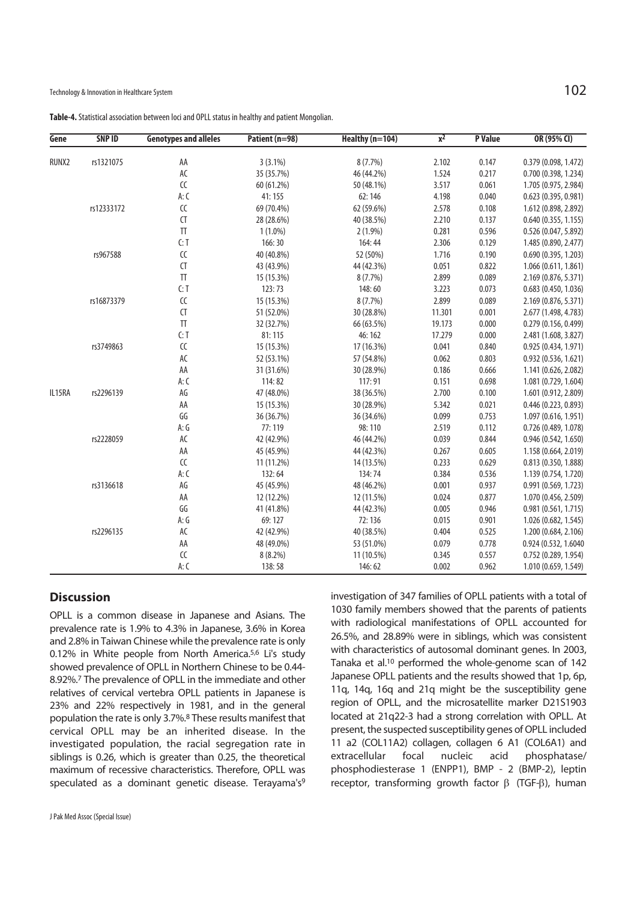**Table-4.** Statistical association between loci and OPLL status in healthy and patient Mongolian.

| Gene | SNP ID | Genotypes and alleles | Patient (n=98) | Healthy (n=104) | $x^2$ | P Value | OR (95% CI) |
|---|---|---|---|---|---|---|---|
| RUNX2 | rs1321075 | AA | 3 (3.1%) | 8 (7.7%) | 2.102 | 0.147 | 0.379 (0.098, 1.472) |
| | | AC | 35 (35.7%) | 46 (44.2%) | 1.524 | 0.217 | 0.700 (0.398, 1.234) |
| | | CC | 60 (61.2%) | 50 (48.1%) | 3.517 | 0.061 | 1.705 (0.975, 2.984) |
| | | A: C | 41: 155 | 62: 146 | 4.198 | 0.040 | 0.623 (0.395, 0.981) |
| | rs12333172 | CC | 69 (70.4%) | 62 (59.6%) | 2.578 | 0.108 | 1.612 (0.898, 2.892) |
| | | CT | 28 (28.6%) | 40 (38.5%) | 2.210 | 0.137 | 0.640 (0.355, 1.155) |
| | | TT | 1 (1.0%) | 2 (1.9%) | 0.281 | 0.596 | 0.526 (0.047, 5.892) |
| | | C: T | 166: 30 | 164: 44 | 2.306 | 0.129 | 1.485 (0.890, 2.477) |
| | rs967588 | CC | 40 (40.8%) | 52 (50%) | 1.716 | 0.190 | 0.690 (0.395, 1.203) |
| | | CT | 43 (43.9%) | 44 (42.3%) | 0.051 | 0.822 | 1.066 (0.611, 1.861) |
| | | TT | 15 (15.3%) | 8 (7.7%) | 2.899 | 0.089 | 2.169 (0.876, 5.371) |
| | | C: T | 123: 73 | 148: 60 | 3.223 | 0.073 | 0.683 (0.450, 1.036) |
| | rs16873379 | CC | 15 (15.3%) | 8 (7.7%) | 2.899 | 0.089 | 2.169 (0.876, 5.371) |
| | | CT | 51 (52.0%) | 30 (28.8%) | 11.301 | 0.001 | 2.677 (1.498, 4.783) |
| | | TT | 32 (32.7%) | 66 (63.5%) | 19.173 | 0.000 | 0.279 (0.156, 0.499) |
| | | C: T | 81: 115 | 46: 162 | 17.279 | 0.000 | 2.481 (1.608, 3.827) |
| | rs3749863 | CC | 15 (15.3%) | 17 (16.3%) | 0.041 | 0.840 | 0.925 (0.434, 1.971) |
| | | AC | 52 (53.1%) | 57 (54.8%) | 0.062 | 0.803 | 0.932 (0.536, 1.621) |
| | | AA | 31 (31.6%) | 30 (28.9%) | 0.186 | 0.666 | 1.141 (0.626, 2.082) |
| | | A: C | 114: 82 | 117: 91 | 0.151 | 0.698 | 1.081 (0.729, 1.604) |
| IL15RA | rs2296139 | AG | 47 (48.0%) | 38 (36.5%) | 2.700 | 0.100 | 1.601 (0.912, 2.809) |
| | | AA | 15 (15.3%) | 30 (28.9%) | 5.342 | 0.021 | 0.446 (0.223, 0.893) |
| | | GG | 36 (36.7%) | 36 (34.6%) | 0.099 | 0.753 | 1.097 (0.616, 1.951) |
| | | A: G | 77: 119 | 98: 110 | 2.519 | 0.112 | 0.726 (0.489, 1.078) |
| | rs2228059 | AC | 42 (42.9%) | 46 (44.2%) | 0.039 | 0.844 | 0.946 (0.542, 1.650) |
| | | AA | 45 (45.9%) | 44 (42.3%) | 0.267 | 0.605 | 1.158 (0.664, 2.019) |
| | | CC | 11 (11.2%) | 14 (13.5%) | 0.233 | 0.629 | 0.813 (0.350, 1.888) |
| | | A: C | 132: 64 | 134: 74 | 0.384 | 0.536 | 1.139 (0.754, 1.720) |
| | rs3136618 | AG | 45 (45.9%) | 48 (46.2%) | 0.001 | 0.937 | 0.991 (0.569, 1.723) |
| | | AA | 12 (12.2%) | 12 (11.5%) | 0.024 | 0.877 | 1.070 (0.456, 2.509) |
| | | GG | 41 (41.8%) | 44 (42.3%) | 0.005 | 0.946 | 0.981 (0.561, 1.715) |
| | | A: G | 69: 127 | 72: 136 | 0.015 | 0.901 | 1.026 (0.682, 1.545) |
| | rs2296135 | AC | 42 (42.9%) | 40 (38.5%) | 0.404 | 0.525 | 1.200 (0.684, 2.106) |
| | | AA | 48 (49.0%) | 53 (51.0%) | 0.079 | 0.778 | 0.924 (0.532, 1.6040 |
| | | CC | 8 (8.2%) | 11 (10.5%) | 0.345 | 0.557 | 0.752 (0.289, 1.954) |
| | | A: C | 138: 58 | 146: 62 | 0.002 | 0.962 | 1.010 (0.659, 1.549) |

## Discussion

OPLL is a common disease in Japanese and Asians. The prevalence rate is 1.9% to 4.3% in Japanese, 3.6% in Korea and 2.8% in Taiwan Chinese while the prevalence rate is only 0.12% in White people from North America.[5,6] Li's study showed prevalence of OPLL in Northern Chinese to be 0.44-8.92%.[7] The prevalence of OPLL in the immediate and other relatives of cervical vertebra OPLL patients in Japanese is 23% and 22% respectively in 1981, and in the general population the rate is only 3.7%.[8] These results manifest that cervical OPLL may be an inherited disease. In the investigated population, the racial segregation rate in siblings is 0.26, which is greater than 0.25, the theoretical maximum of recessive characteristics. Therefore, OPLL was speculated as a dominant genetic disease. Terayama's[9] investigation of 347 families of OPLL patients with a total of 1030 family members showed that the parents of patients with radiological manifestations of OPLL accounted for 26.5%, and 28.89% were in siblings, which was consistent with characteristics of autosomal dominant genes. In 2003, Tanaka et al.[10] performed the whole-genome scan of 142 Japanese OPLL patients and the results showed that 1p, 6p, 11q, 14q, 16q and 21q might be the susceptibility gene region of OPLL, and the microsatellite marker D21S1903 located at 21q22-3 had a strong correlation with OPLL. At present, the suspected susceptibility genes of OPLL included 11 a2 (COL11A2) collagen, collagen 6 A1 (COL6A1) and extracellular focal nucleic acid phosphatase/ phosphodiesterase 1 (ENPP1), BMP - 2 (BMP-2), leptin receptor, transforming growth factor $\beta$ (TGF-$\beta$), human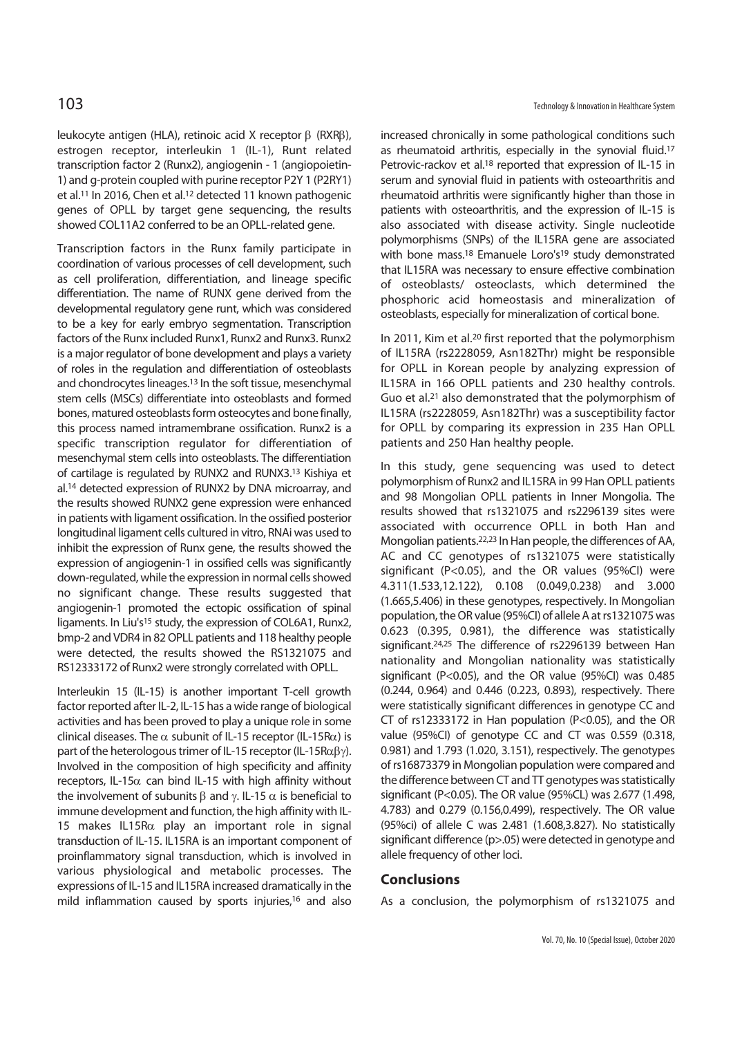leukocyte antigen (HLA), retinoic acid X receptor β (RXRβ), estrogen receptor, interleukin 1 (IL-1), Runt related transcription factor 2 (Runx2), angiogenin - 1 (angiopoietin-1) and g-protein coupled with purine receptor P2Y 1 (P2RY1) et al.[11] In 2016, Chen et al.[12] detected 11 known pathogenic genes of OPLL by target gene sequencing, the results showed COL11A2 conferred to be an OPLL-related gene.

Transcription factors in the Runx family participate in coordination of various processes of cell development, such as cell proliferation, differentiation, and lineage specific differentiation. The name of RUNX gene derived from the developmental regulatory gene runt, which was considered to be a key for early embryo segmentation. Transcription factors of the Runx included Runx1, Runx2 and Runx3. Runx2 is a major regulator of bone development and plays a variety of roles in the regulation and differentiation of osteoblasts and chondrocytes lineages.[13] In the soft tissue, mesenchymal stem cells (MSCs) differentiate into osteoblasts and formed bones, matured osteoblasts form osteocytes and bone finally, this process named intramembrane ossification. Runx2 is a specific transcription regulator for differentiation of mesenchymal stem cells into osteoblasts. The differentiation of cartilage is regulated by RUNX2 and RUNX3.[13] Kishiya et al.[14] detected expression of RUNX2 by DNA microarray, and the results showed RUNX2 gene expression were enhanced in patients with ligament ossification. In the ossified posterior longitudinal ligament cells cultured in vitro, RNAi was used to inhibit the expression of Runx gene, the results showed the expression of angiogenin-1 in ossified cells was significantly down-regulated, while the expression in normal cells showed no significant change. These results suggested that angiogenin-1 promoted the ectopic ossification of spinal ligaments. In Liu's[15] study, the expression of COL6A1, Runx2, bmp-2 and VDR4 in 82 OPLL patients and 118 healthy people were detected, the results showed the RS1321075 and RS12333172 of Runx2 were strongly correlated with OPLL.

Interleukin 15 (IL-15) is another important T-cell growth factor reported after IL-2, IL-15 has a wide range of biological activities and has been proved to play a unique role in some clinical diseases. The α subunit of IL-15 receptor (IL-15Rα) is part of the heterologous trimer of IL-15 receptor (IL-15Rαβγ). Involved in the composition of high specificity and affinity receptors, IL-15α can bind IL-15 with high affinity without the involvement of subunits β and γ. IL-15 α is beneficial to immune development and function, the high affinity with IL-15 makes IL15Rα play an important role in signal transduction of IL-15. IL15RA is an important component of proinflammatory signal transduction, which is involved in various physiological and metabolic processes. The expressions of IL-15 and IL15RA increased dramatically in the mild inflammation caused by sports injuries,[16] and also increased chronically in some pathological conditions such as rheumatoid arthritis, especially in the synovial fluid.[17] Petrovic-rackov et al.[18] reported that expression of IL-15 in serum and synovial fluid in patients with osteoarthritis and rheumatoid arthritis were significantly higher than those in patients with osteoarthritis, and the expression of IL-15 is also associated with disease activity. Single nucleotide polymorphisms (SNPs) of the IL15RA gene are associated with bone mass.[18] Emanuele Loro's[19] study demonstrated that IL15RA was necessary to ensure effective combination of osteoblasts/ osteoclasts, which determined the phosphoric acid homeostasis and mineralization of osteoblasts, especially for mineralization of cortical bone.

In 2011, Kim et al.[20] first reported that the polymorphism of IL15RA (rs2228059, Asn182Thr) might be responsible for OPLL in Korean people by analyzing expression of IL15RA in 166 OPLL patients and 230 healthy controls. Guo et al.[21] also demonstrated that the polymorphism of IL15RA (rs2228059, Asn182Thr) was a susceptibility factor for OPLL by comparing its expression in 235 Han OPLL patients and 250 Han healthy people.

In this study, gene sequencing was used to detect polymorphism of Runx2 and IL15RA in 99 Han OPLL patients and 98 Mongolian OPLL patients in Inner Mongolia. The results showed that rs1321075 and rs2296139 sites were associated with occurrence OPLL in both Han and Mongolian patients.[22,23] In Han people, the differences of AA, AC and CC genotypes of rs1321075 were statistically significant ($P<0.05$), and the OR values (95%CI) were 4.311(1.533,12.122), 0.108 (0.049,0.238) and 3.000 (1.665,5.406) in these genotypes, respectively. In Mongolian population, the OR value (95%CI) of allele A at rs1321075 was 0.623 (0.395, 0.981), the difference was statistically significant.[24,25] The difference of rs2296139 between Han nationality and Mongolian nationality was statistically significant ($P<0.05$), and the OR value (95%CI) was 0.485 (0.244, 0.964) and 0.446 (0.223, 0.893), respectively. There were statistically significant differences in genotype CC and CT of rs12333172 in Han population ($P<0.05$), and the OR value (95%CI) of genotype CC and CT was 0.559 (0.318, 0.981) and 1.793 (1.020, 3.151), respectively. The genotypes of rs16873379 in Mongolian population were compared and the difference between CT and TT genotypes was statistically significant ($P<0.05$). The OR value (95%CL) was 2.677 (1.498, 4.783) and 0.279 (0.156,0.499), respectively. The OR value (95%ci) of allele C was 2.481 (1.608,3.827). No statistically significant difference ($p>.05$) were detected in genotype and allele frequency of other loci.

## Conclusions

As a conclusion, the polymorphism of rs1321075 and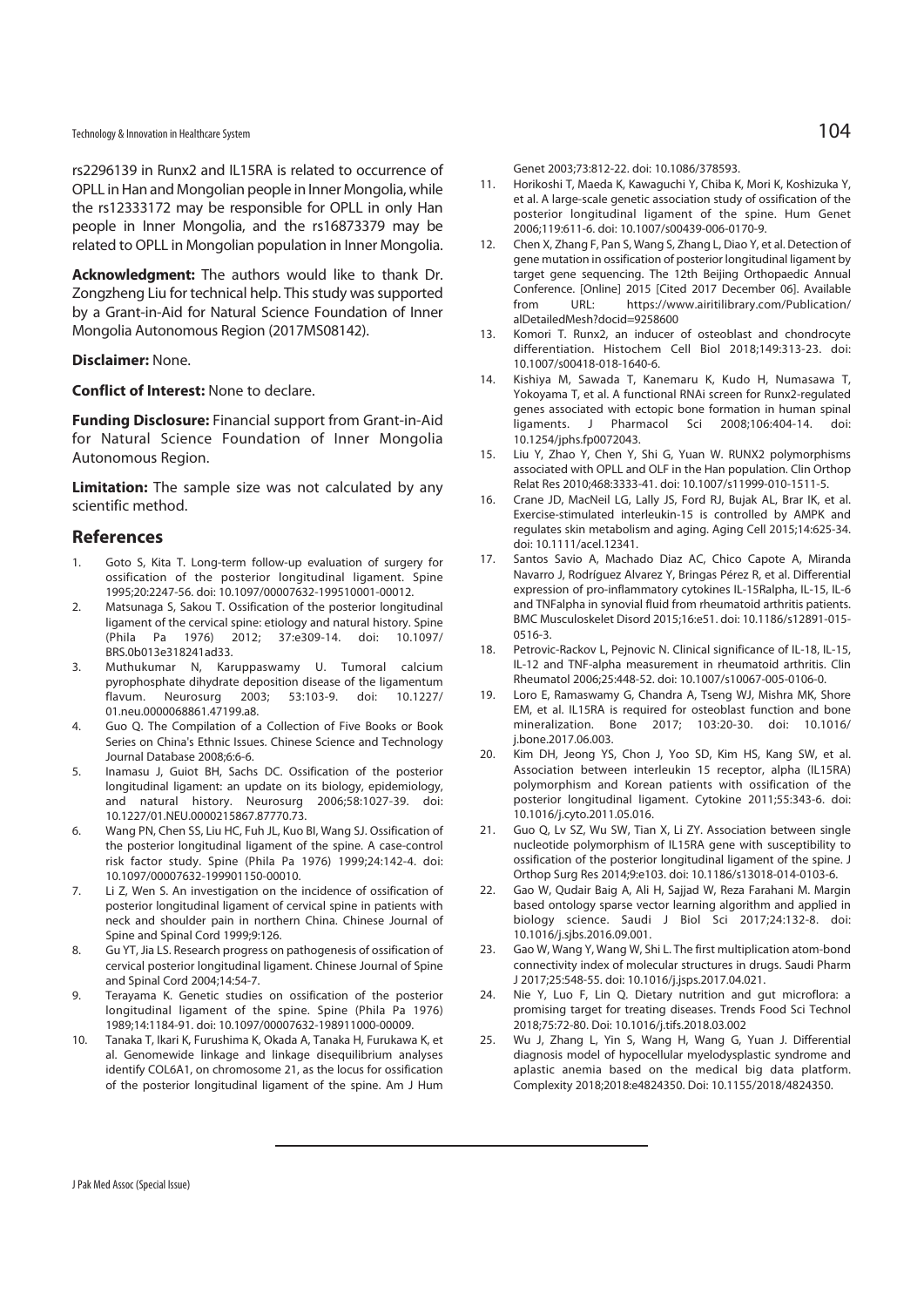rs2296139 in Runx2 and IL15RA is related to occurrence of OPLL in Han and Mongolian people in Inner Mongolia, while the rs12333172 may be responsible for OPLL in only Han people in Inner Mongolia, and the rs16873379 may be related to OPLL in Mongolian population in Inner Mongolia.

**Acknowledgment:** The authors would like to thank Dr. Zongzheng Liu for technical help. This study was supported by a Grant-in-Aid for Natural Science Foundation of Inner Mongolia Autonomous Region (2017MS08142).

**Disclaimer:** None.

**Conflict of Interest:** None to declare.

**Funding Disclosure:** Financial support from Grant-in-Aid for Natural Science Foundation of Inner Mongolia Autonomous Region.

**Limitation:** The sample size was not calculated by any scientific method.

## References

1. Goto S, Kita T. Long-term follow-up evaluation of surgery for ossification of the posterior longitudinal ligament. Spine 1995;20:2247-56. doi: 10.1097/00007632-199510001-00012.
2. Matsunaga S, Sakou T. Ossification of the posterior longitudinal ligament of the cervical spine: etiology and natural history. Spine (Phila Pa 1976) 2012; 37:e309-14. doi: 10.1097/BRS.0b013e318241ad33.
3. Muthukumar N, Karuppaswamy U. Tumoral calcium pyrophosphate dihydrate deposition disease of the ligamentum flavum. Neurosurg 2003; 53:103-9. doi: 10.1227/01.neu.0000068861.47199.a8.
4. Guo Q. The Compilation of a Collection of Five Books or Book Series on China's Ethnic Issues. Chinese Science and Technology Journal Database 2008;6:6-6.
5. Inamasu J, Guiot BH, Sachs DC. Ossification of the posterior longitudinal ligament: an update on its biology, epidemiology, and natural history. Neurosurg 2006;58:1027-39. doi: 10.1227/01.NEU.0000215867.87770.73.
6. Wang PN, Chen SS, Liu HC, Fuh JL, Kuo BI, Wang SJ. Ossification of the posterior longitudinal ligament of the spine. A case-control risk factor study. Spine (Phila Pa 1976) 1999;24:142-4. doi: 10.1097/00007632-199901150-00010.
7. Li Z, Wen S. An investigation on the incidence of ossification of posterior longitudinal ligament of cervical spine in patients with neck and shoulder pain in northern China. Chinese Journal of Spine and Spinal Cord 1999;9:126.
8. Gu YT, Jia LS. Research progress on pathogenesis of ossification of cervical posterior longitudinal ligament. Chinese Journal of Spine and Spinal Cord 2004;14:54-7.
9. Terayama K. Genetic studies on ossification of the posterior longitudinal ligament of the spine. Spine (Phila Pa 1976) 1989;14:1184-91. doi: 10.1097/00007632-198911000-00009.
10. Tanaka T, Ikari K, Furushima K, Okada A, Tanaka H, Furukawa K, et al. Genomewide linkage and linkage disequilibrium analyses identify COL6A1, on chromosome 21, as the locus for ossification of the posterior longitudinal ligament of the spine. Am J Hum Genet 2003;73:812-22. doi: 10.1086/378593.
11. Horikoshi T, Maeda K, Kawaguchi Y, Chiba K, Mori K, Koshizuka Y, et al. A large-scale genetic association study of ossification of the posterior longitudinal ligament of the spine. Hum Genet 2006;119:611-6. doi: 10.1007/s00439-006-0170-9.
12. Chen X, Zhang F, Pan S, Wang S, Zhang L, Diao Y, et al. Detection of gene mutation in ossification of posterior longitudinal ligament by target gene sequencing. The 12th Beijing Orthopaedic Annual Conference. [Online] 2015 [Cited 2017 December 06]. Available from URL: https://www.airitilibrary.com/Publication/alDetailedMesh?docid=9258600
13. Komori T. Runx2, an inducer of osteoblast and chondrocyte differentiation. Histochem Cell Biol 2018;149:313-23. doi: 10.1007/s00418-018-1640-6.
14. Kishiya M, Sawada T, Kanemaru K, Kudo H, Numasawa T, Yokoyama T, et al. A functional RNAi screen for Runx2-regulated genes associated with ectopic bone formation in human spinal ligaments. J Pharmacol Sci 2008;106:404-14. doi: 10.1254/jphs.fp0072043.
15. Liu Y, Zhao Y, Chen Y, Shi G, Yuan W. RUNX2 polymorphisms associated with OPLL and OLF in the Han population. Clin Orthop Relat Res 2010;468:3333-41. doi: 10.1007/s11999-010-1511-5.
16. Crane JD, MacNeil LG, Lally JS, Ford RJ, Bujak AL, Brar IK, et al. Exercise-stimulated interleukin-15 is controlled by AMPK and regulates skin metabolism and aging. Aging Cell 2015;14:625-34. doi: 10.1111/acel.12341.
17. Santos Savio A, Machado Diaz AC, Chico Capote A, Miranda Navarro J, Rodríguez Alvarez Y, Bringas Pérez R, et al. Differential expression of pro-inflammatory cytokines IL-15Ralpha, IL-15, IL-6 and TNFalpha in synovial fluid from rheumatoid arthritis patients. BMC Musculoskelet Disord 2015;16:e51. doi: 10.1186/s12891-015-0516-3.
18. Petrovic-Rackov L, Pejnovic N. Clinical significance of IL-18, IL-15, IL-12 and TNF-alpha measurement in rheumatoid arthritis. Clin Rheumatol 2006;25:448-52. doi: 10.1007/s10067-005-0106-0.
19. Loro E, Ramaswamy G, Chandra A, Tseng WJ, Mishra MK, Shore EM, et al. IL15RA is required for osteoblast function and bone mineralization. Bone 2017; 103:20-30. doi: 10.1016/j.bone.2017.06.003.
20. Kim DH, Jeong YS, Chon J, Yoo SD, Kim HS, Kang SW, et al. Association between interleukin 15 receptor, alpha (IL15RA) polymorphism and Korean patients with ossification of the posterior longitudinal ligament. Cytokine 2011;55:343-6. doi: 10.1016/j.cyto.2011.05.016.
21. Guo Q, Lv SZ, Wu SW, Tian X, Li ZY. Association between single nucleotide polymorphism of IL15RA gene with susceptibility to ossification of the posterior longitudinal ligament of the spine. J Orthop Surg Res 2014;9:e103. doi: 10.1186/s13018-014-0103-6.
22. Gao W, Qudair Baig A, Ali H, Sajjad W, Reza Farahani M. Margin based ontology sparse vector learning algorithm and applied in biology science. Saudi J Biol Sci 2017;24:132-8. doi: 10.1016/j.sjbs.2016.09.001.
23. Gao W, Wang Y, Wang W, Shi L. The first multiplication atom-bond connectivity index of molecular structures in drugs. Saudi Pharm J 2017;25:548-55. doi: 10.1016/j.jsps.2017.04.021.
24. Nie Y, Luo F, Lin Q. Dietary nutrition and gut microflora: a promising target for treating diseases. Trends Food Sci Technol 2018;75:72-80. Doi: 10.1016/j.tifs.2018.03.002
25. Wu J, Zhang L, Yin S, Wang H, Wang G, Yuan J. Differential diagnosis model of hypocellular myelodysplastic syndrome and aplastic anemia based on the medical big data platform. Complexity 2018;2018:e4824350. Doi: 10.1155/2018/4824350.